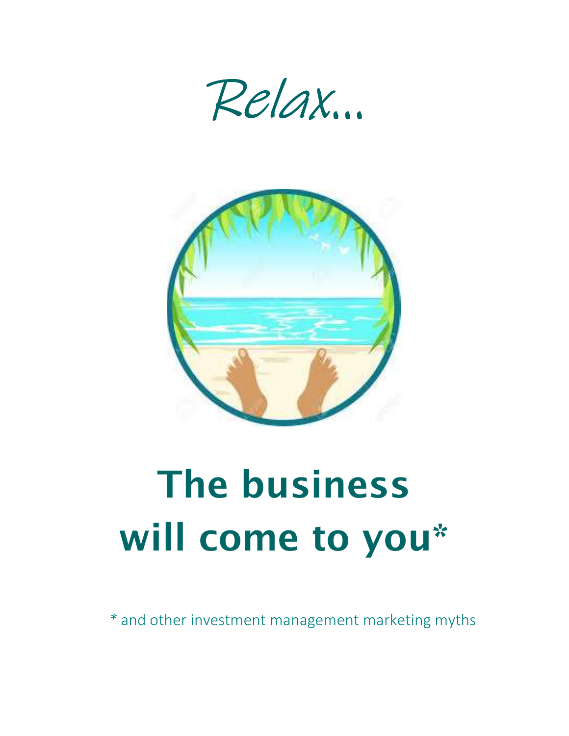*Relax...*

# The business will come to you*

* and other investment management marketing myths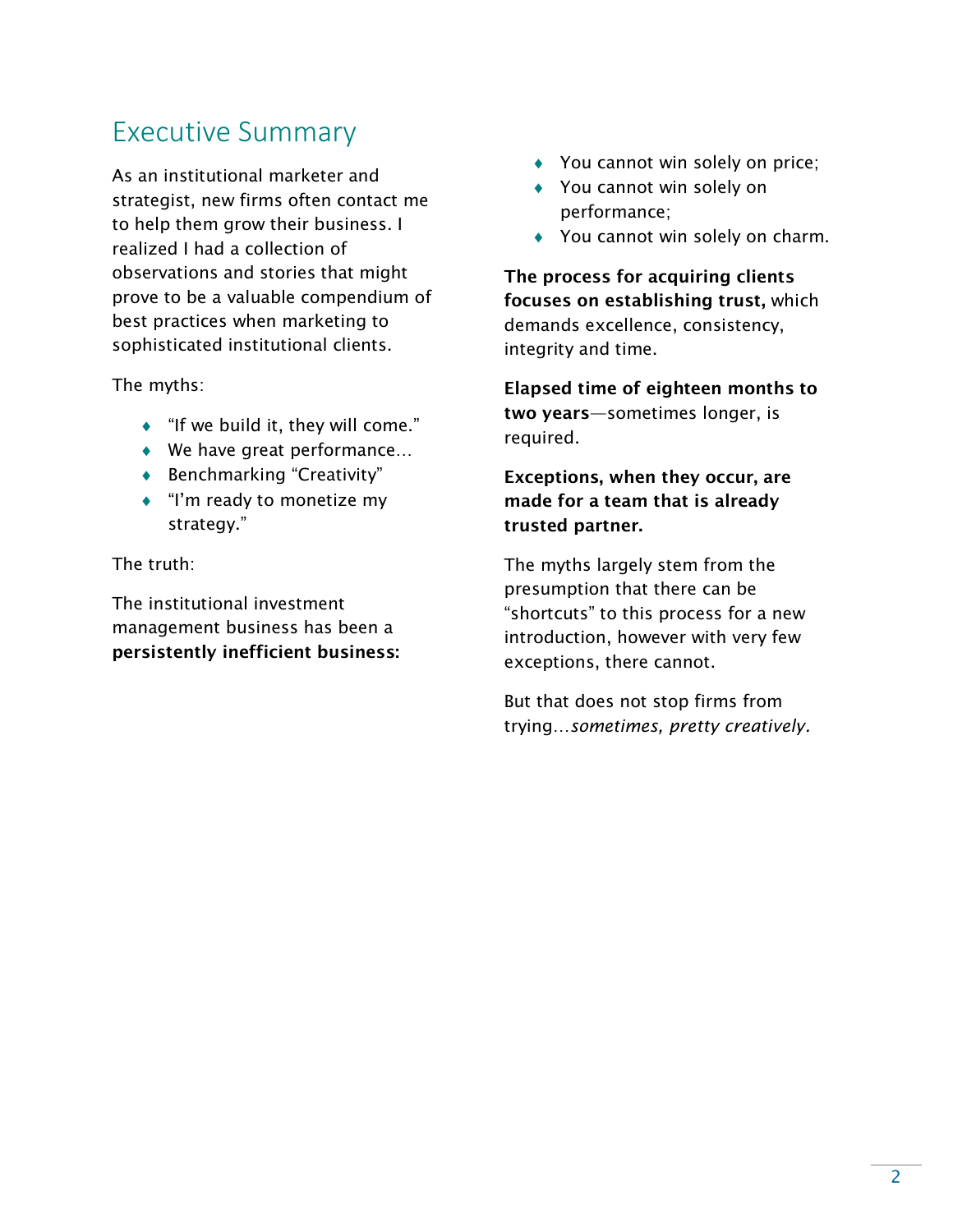## Executive Summary

As an institutional marketer and strategist, new firms often contact me to help them grow their business. I realized I had a collection of observations and stories that might prove to be a valuable compendium of best practices when marketing to sophisticated institutional clients.

The myths:

- "If we build it, they will come."
- We have great performance…
- Benchmarking "Creativity"
- "I'm ready to monetize my strategy."

The truth:

The institutional investment management business has been a **persistently inefficient business:**

- You cannot win solely on price;
- You cannot win solely on performance;
- You cannot win solely on charm.

**The process for acquiring clients focuses on establishing trust,** which demands excellence, consistency, integrity and time.

**Elapsed time of eighteen months to two years**—sometimes longer, is required.

**Exceptions, when they occur, are made for a team that is already trusted partner.**

The myths largely stem from the presumption that there can be "shortcuts" to this process for a new introduction, however with very few exceptions, there cannot.

But that does not stop firms from trying…*sometimes, pretty creatively.*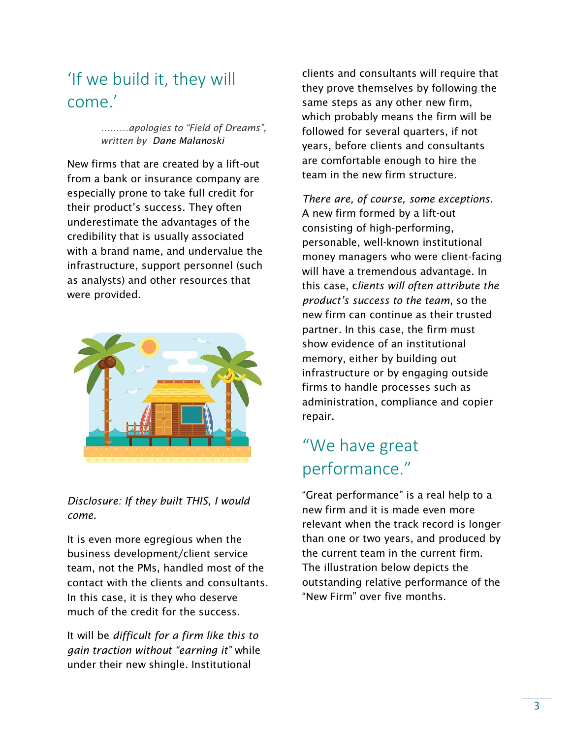## ‘If we build it, they will come.’

*.........apologies to “Field of Dreams”, written by* *Dane Malanoski*

New firms that are created by a lift-out from a bank or insurance company are especially prone to take full credit for their product’s success. They often underestimate the advantages of the credibility that is usually associated with a brand name, and undervalue the infrastructure, support personnel (such as analysts) and other resources that were provided.

*Disclosure: If they built THIS, I would come.*

It is even more egregious when the business development/client service team, not the PMs, handled most of the contact with the clients and consultants. In this case, it is they who deserve much of the credit for the success.

It will be *difficult for a firm like this to gain traction without “earning it”* while under their new shingle. Institutional clients and consultants will require that they prove themselves by following the same steps as any other new firm, which probably means the firm will be followed for several quarters, if not years, before clients and consultants are comfortable enough to hire the team in the new firm structure.

*There are, of course, some exceptions.* A new firm formed by a lift-out consisting of high-performing, personable, well-known institutional money managers who were client-facing will have a tremendous advantage. In this case, c*lients will often attribute the product’s success to the team*, so the new firm can continue as their trusted partner. In this case, the firm must show evidence of an institutional memory, either by building out infrastructure or by engaging outside firms to handle processes such as administration, compliance and copier repair.

## “We have great performance.”

“Great performance” is a real help to a new firm and it is made even more relevant when the track record is longer than one or two years, and produced by the current team in the current firm. The illustration below depicts the outstanding relative performance of the “New Firm” over five months.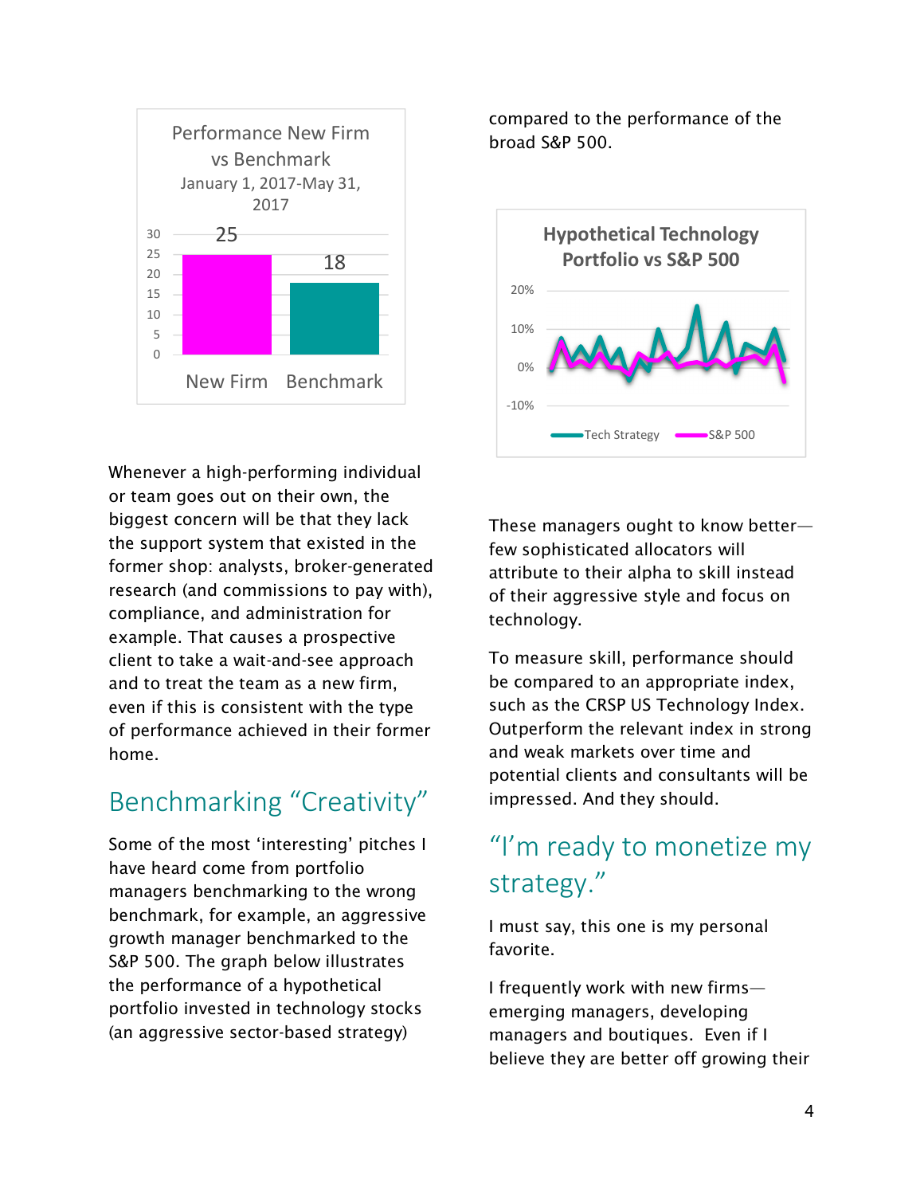**Performance New Firm vs Benchmark**
January 1, 2017-May 31, 2017

| | Value |
|---|---|
| New Firm | 25 |
| Benchmark | 18 |

Whenever a high-performing individual or team goes out on their own, the biggest concern will be that they lack the support system that existed in the former shop: analysts, broker-generated research (and commissions to pay with), compliance, and administration for example. That causes a prospective client to take a wait-and-see approach and to treat the team as a new firm, even if this is consistent with the type of performance achieved in their former home.

## Benchmarking "Creativity"

Some of the most 'interesting' pitches I have heard come from portfolio managers benchmarking to the wrong benchmark, for example, an aggressive growth manager benchmarked to the S&P 500. The graph below illustrates the performance of a hypothetical portfolio invested in technology stocks (an aggressive sector-based strategy) compared to the performance of the broad S&P 500.

**Hypothetical Technology Portfolio vs S&P 500**

Tech Strategy — S&P 500

These managers ought to know better—few sophisticated allocators will attribute to their alpha to skill instead of their aggressive style and focus on technology.

To measure skill, performance should be compared to an appropriate index, such as the CRSP US Technology Index. Outperform the relevant index in strong and weak markets over time and potential clients and consultants will be impressed. And they should.

## "I'm ready to monetize my strategy."

I must say, this one is my personal favorite.

I frequently work with new firms—emerging managers, developing managers and boutiques. Even if I believe they are better off growing their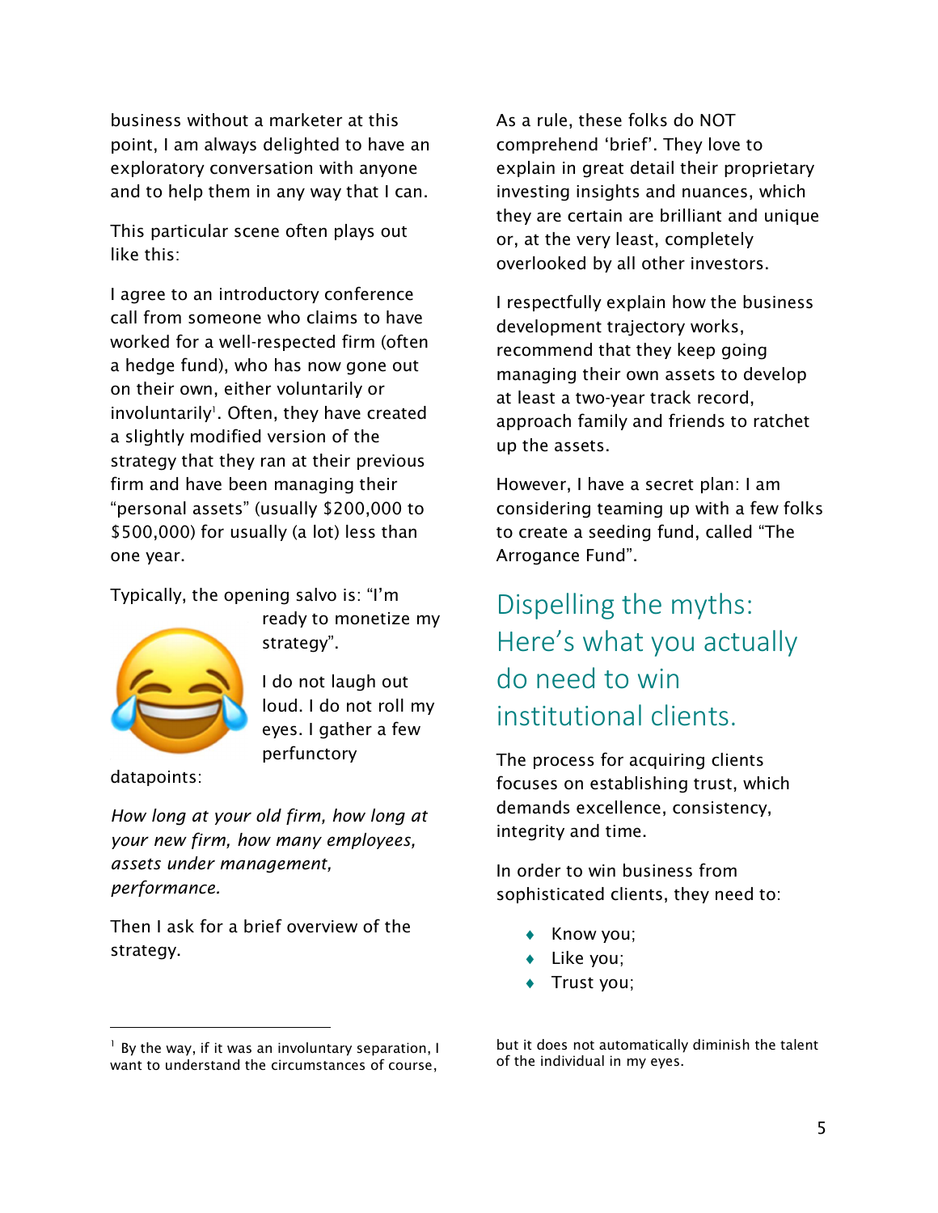business without a marketer at this point, I am always delighted to have an exploratory conversation with anyone and to help them in any way that I can.

This particular scene often plays out like this:

I agree to an introductory conference call from someone who claims to have worked for a well-respected firm (often a hedge fund), who has now gone out on their own, either voluntarily or involuntarily[1]. Often, they have created a slightly modified version of the strategy that they ran at their previous firm and have been managing their "personal assets" (usually $200,000 to $500,000) for usually (a lot) less than one year.

Typically, the opening salvo is: "I'm ready to monetize my strategy".

I do not laugh out loud. I do not roll my eyes. I gather a few perfunctory datapoints:

*How long at your old firm, how long at your new firm, how many employees, assets under management, performance.*

Then I ask for a brief overview of the strategy.

As a rule, these folks do NOT comprehend 'brief'. They love to explain in great detail their proprietary investing insights and nuances, which they are certain are brilliant and unique or, at the very least, completely overlooked by all other investors.

I respectfully explain how the business development trajectory works, recommend that they keep going managing their own assets to develop at least a two-year track record, approach family and friends to ratchet up the assets.

However, I have a secret plan: I am considering teaming up with a few folks to create a seeding fund, called "The Arrogance Fund".

## Dispelling the myths: Here's what you actually do need to win institutional clients.

The process for acquiring clients focuses on establishing trust, which demands excellence, consistency, integrity and time.

In order to win business from sophisticated clients, they need to:

- Know you;
- Like you;
- Trust you;

---

[1] By the way, if it was an involuntary separation, I want to understand the circumstances of course, but it does not automatically diminish the talent of the individual in my eyes.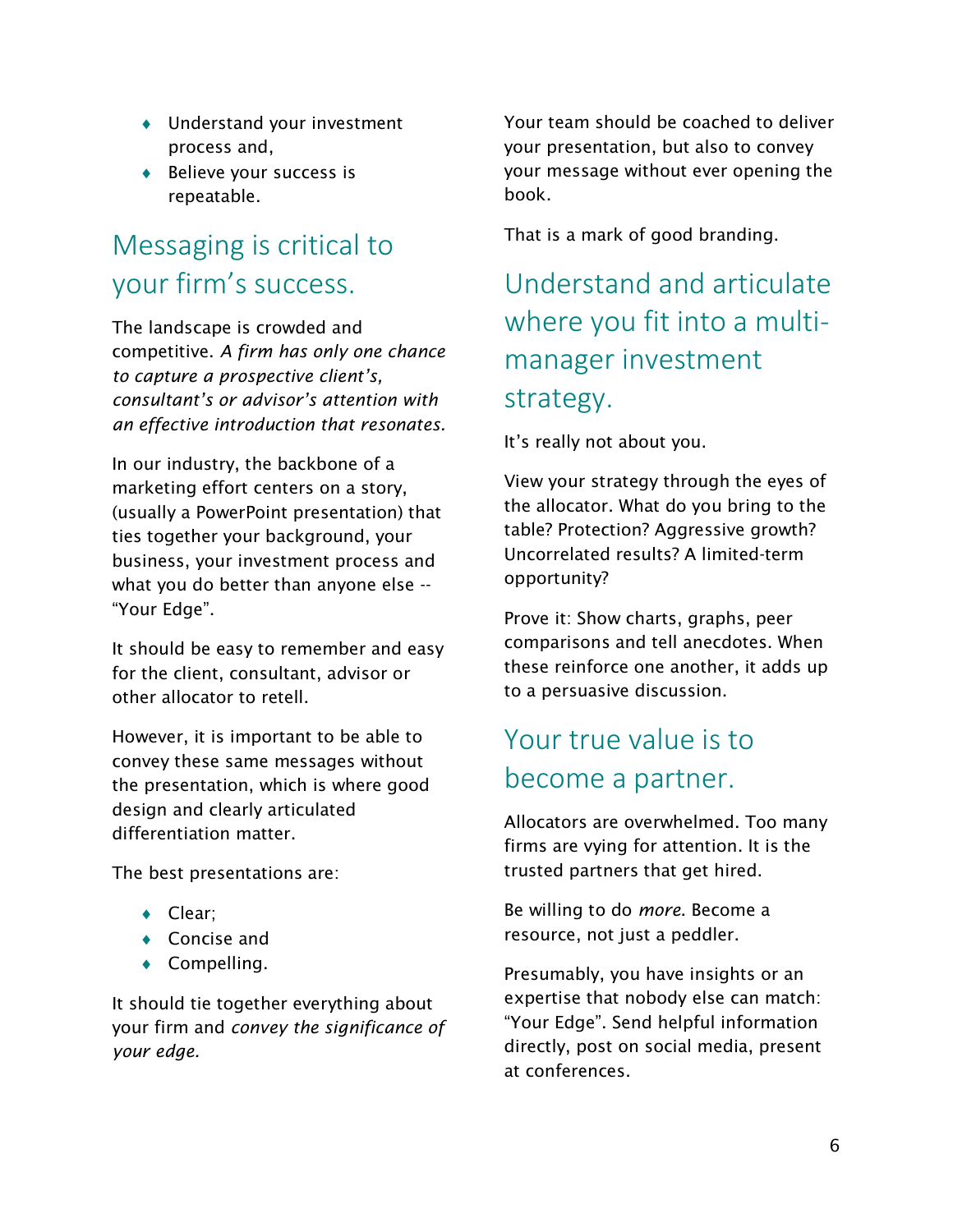- Understand your investment process and,
- Believe your success is repeatable.

## Messaging is critical to your firm's success.

The landscape is crowded and competitive. *A firm has only one chance to capture a prospective client's, consultant's or advisor's attention with an effective introduction that resonates.*

In our industry, the backbone of a marketing effort centers on a story, (usually a PowerPoint presentation) that ties together your background, your business, your investment process and what you do better than anyone else -- "Your Edge".

It should be easy to remember and easy for the client, consultant, advisor or other allocator to retell.

However, it is important to be able to convey these same messages without the presentation, which is where good design and clearly articulated differentiation matter.

The best presentations are:

- Clear;
- Concise and
- Compelling.

It should tie together everything about your firm and *convey the significance of your edge.*

Your team should be coached to deliver your presentation, but also to convey your message without ever opening the book.

That is a mark of good branding.

## Understand and articulate where you fit into a multi-manager investment strategy.

It's really not about you.

View your strategy through the eyes of the allocator. What do you bring to the table? Protection? Aggressive growth? Uncorrelated results? A limited-term opportunity?

Prove it: Show charts, graphs, peer comparisons and tell anecdotes. When these reinforce one another, it adds up to a persuasive discussion.

## Your true value is to become a partner.

Allocators are overwhelmed. Too many firms are vying for attention. It is the trusted partners that get hired.

Be willing to do *more*. Become a resource, not just a peddler.

Presumably, you have insights or an expertise that nobody else can match: "Your Edge". Send helpful information directly, post on social media, present at conferences.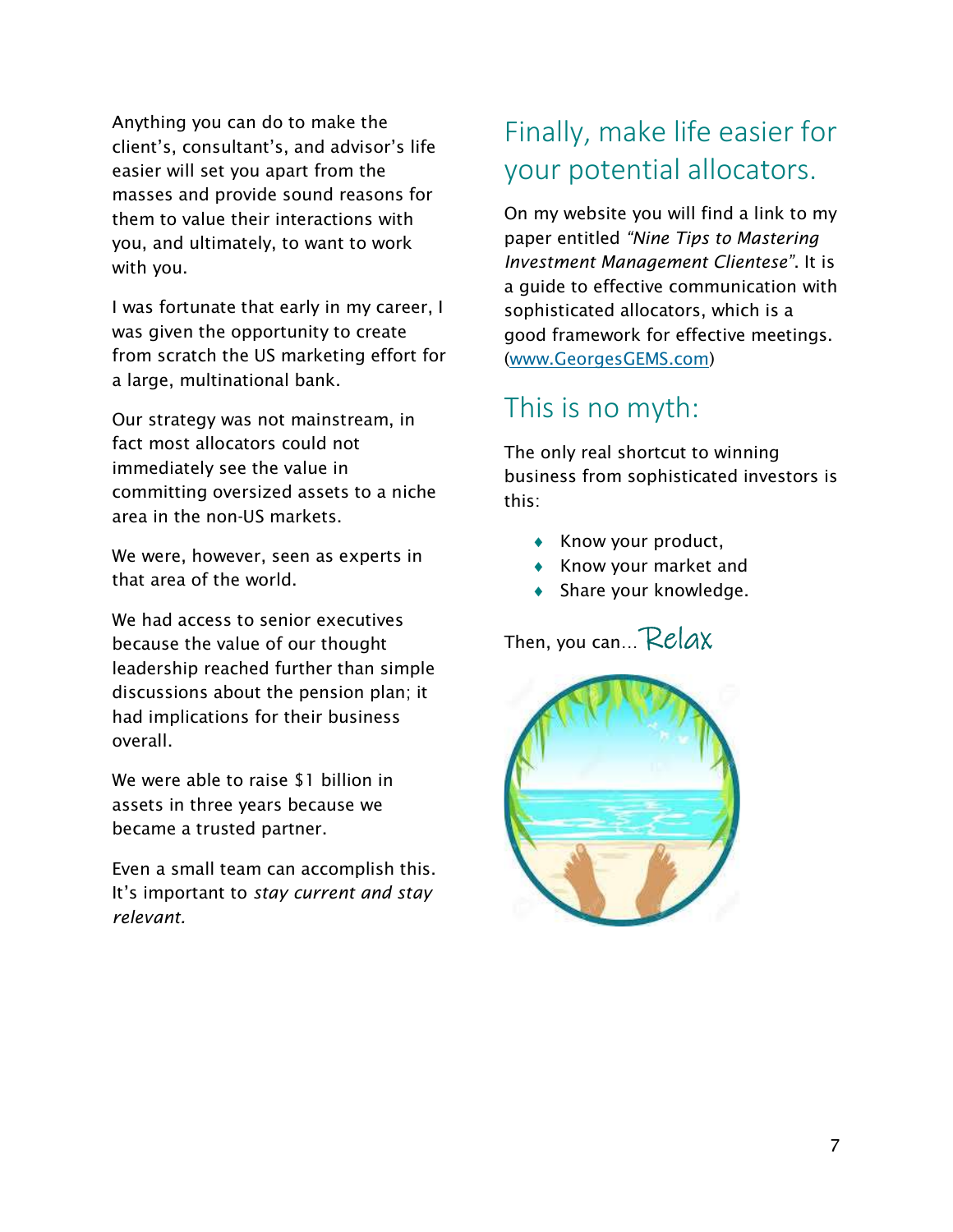Anything you can do to make the client's, consultant's, and advisor's life easier will set you apart from the masses and provide sound reasons for them to value their interactions with you, and ultimately, to want to work with you.

I was fortunate that early in my career, I was given the opportunity to create from scratch the US marketing effort for a large, multinational bank.

Our strategy was not mainstream, in fact most allocators could not immediately see the value in committing oversized assets to a niche area in the non-US markets.

We were, however, seen as experts in that area of the world.

We had access to senior executives because the value of our thought leadership reached further than simple discussions about the pension plan; it had implications for their business overall.

We were able to raise $1 billion in assets in three years because we became a trusted partner.

Even a small team can accomplish this. It's important to *stay current and stay relevant.*

## Finally, make life easier for your potential allocators.

On my website you will find a link to my paper entitled *"Nine Tips to Mastering Investment Management Clientese"*. It is a guide to effective communication with sophisticated allocators, which is a good framework for effective meetings. ([www.GeorgesGEMS.com](http://www.GeorgesGEMS.com))

## This is no myth:

The only real shortcut to winning business from sophisticated investors is this:

- Know your product,
- Know your market and
- Share your knowledge.

Then, you can… Relax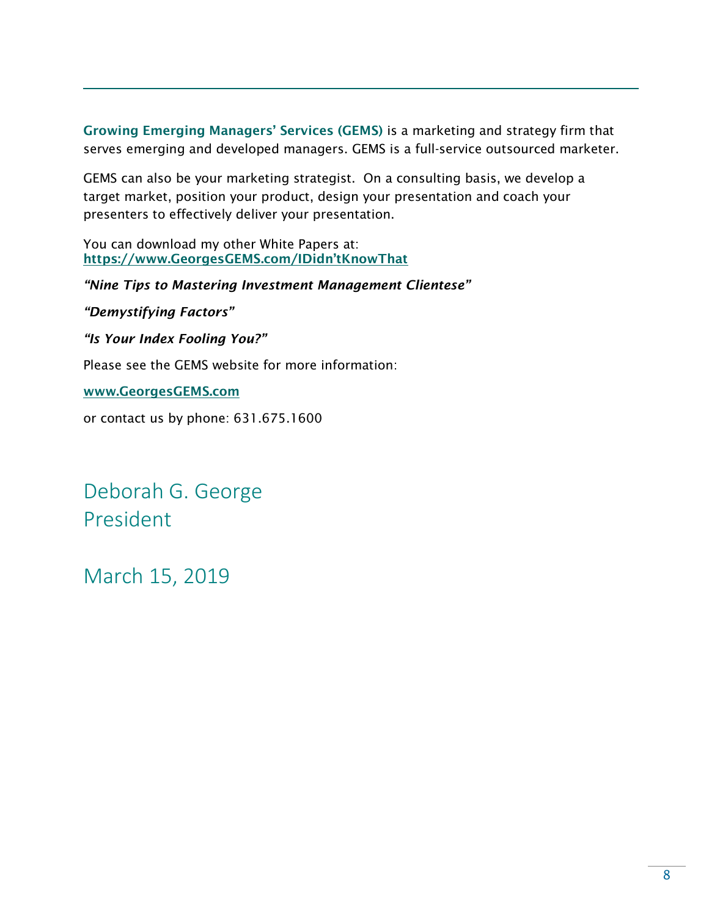**Growing Emerging Managers' Services (GEMS)** is a marketing and strategy firm that serves emerging and developed managers. GEMS is a full-service outsourced marketer.

GEMS can also be your marketing strategist. On a consulting basis, we develop a target market, position your product, design your presentation and coach your presenters to effectively deliver your presentation.

You can download my other White Papers at:
**https://www.GeorgesGEMS.com/IDidn'tKnowThat**

***"Nine Tips to Mastering Investment Management Clientese"***

***"Demystifying Factors"***

***"Is Your Index Fooling You?"***

Please see the GEMS website for more information:

**www.GeorgesGEMS.com**

or contact us by phone: 631.675.1600

Deborah G. George
President

March 15, 2019